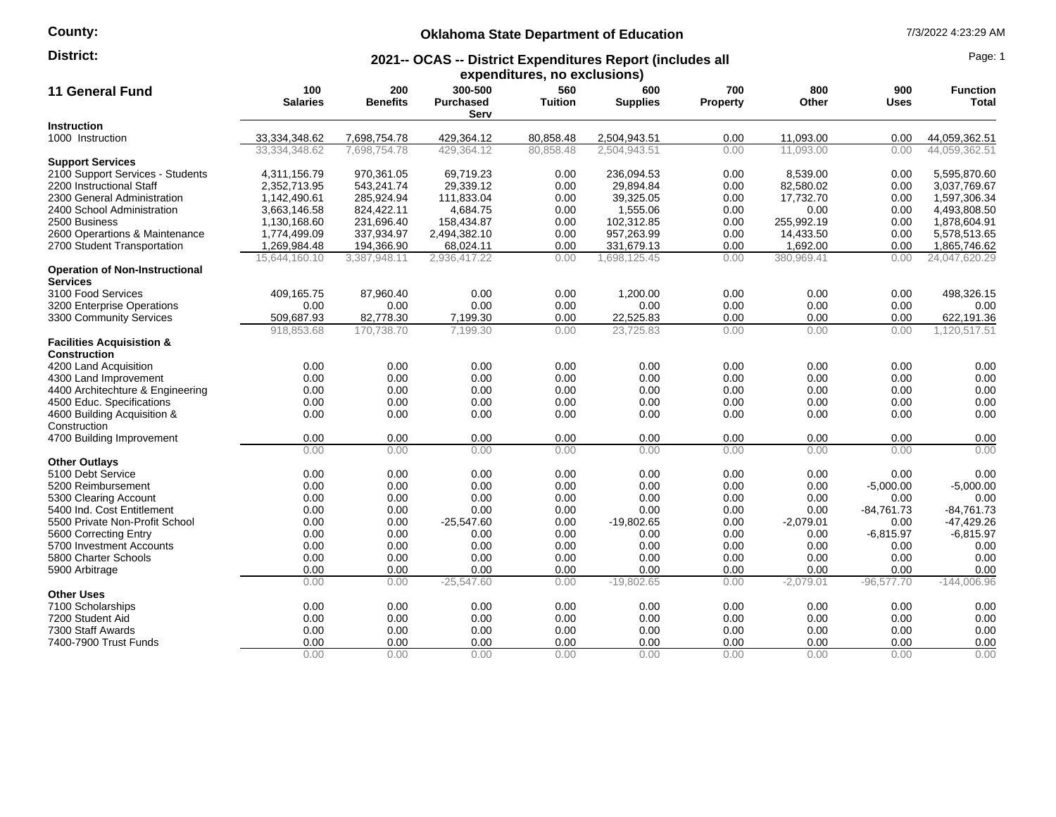**County:**

**District:**

## Oklahoma State Department of Education

## 2021-- OCAS -- District Expenditures Report (includes all expenditures, no exclusions)

7/3/2022 4:23:29 AM

| 11 General Fund | 100 Salaries | 200 Benefits | 300-500 Purchased Serv | 560 Tuition | 600 Supplies | 700 Property | 800 Other | 900 Uses | Function Total |
|---|---|---|---|---|---|---|---|---|---|
| **Instruction** | | | | | | | | | |
| 1000 Instruction | 33,334,348.62 | 7,698,754.78 | 429,364.12 | 80,858.48 | 2,504,943.51 | 0.00 | 11,093.00 | 0.00 | 44,059,362.51 |
| | 33,334,348.62 | 7,698,754.78 | 429,364.12 | 80,858.48 | 2,504,943.51 | 0.00 | 11,093.00 | 0.00 | 44,059,362.51 |
| **Support Services** | | | | | | | | | |
| 2100 Support Services - Students | 4,311,156.79 | 970,361.05 | 69,719.23 | 0.00 | 236,094.53 | 0.00 | 8,539.00 | 0.00 | 5,595,870.60 |
| 2200 Instructional Staff | 2,352,713.95 | 543,241.74 | 29,339.12 | 0.00 | 29,894.84 | 0.00 | 82,580.02 | 0.00 | 3,037,769.67 |
| 2300 General Administration | 1,142,490.61 | 285,924.94 | 111,833.04 | 0.00 | 39,325.05 | 0.00 | 17,732.70 | 0.00 | 1,597,306.34 |
| 2400 School Administration | 3,663,146.58 | 824,422.11 | 4,684.75 | 0.00 | 1,555.06 | 0.00 | 0.00 | 0.00 | 4,493,808.50 |
| 2500 Business | 1,130,168.60 | 231,696.40 | 158,434.87 | 0.00 | 102,312.85 | 0.00 | 255,992.19 | 0.00 | 1,878,604.91 |
| 2600 Operartions & Maintenance | 1,774,499.09 | 337,934.97 | 2,494,382.10 | 0.00 | 957,263.99 | 0.00 | 14,433.50 | 0.00 | 5,578,513.65 |
| 2700 Student Transportation | 1,269,984.48 | 194,366.90 | 68,024.11 | 0.00 | 331,679.13 | 0.00 | 1,692.00 | 0.00 | 1,865,746.62 |
| | 15,644,160.10 | 3,387,948.11 | 2,936,417.22 | 0.00 | 1,698,125.45 | 0.00 | 380,969.41 | 0.00 | 24,047,620.29 |
| **Operation of Non-Instructional Services** | | | | | | | | | |
| 3100 Food Services | 409,165.75 | 87,960.40 | 0.00 | 0.00 | 1,200.00 | 0.00 | 0.00 | 0.00 | 498,326.15 |
| 3200 Enterprise Operations | 0.00 | 0.00 | 0.00 | 0.00 | 0.00 | 0.00 | 0.00 | 0.00 | 0.00 |
| 3300 Community Services | 509,687.93 | 82,778.30 | 7,199.30 | 0.00 | 22,525.83 | 0.00 | 0.00 | 0.00 | 622,191.36 |
| | 918,853.68 | 170,738.70 | 7,199.30 | 0.00 | 23,725.83 | 0.00 | 0.00 | 0.00 | 1,120,517.51 |
| **Facilities Acquisistion & Construction** | | | | | | | | | |
| 4200 Land Acquisition | 0.00 | 0.00 | 0.00 | 0.00 | 0.00 | 0.00 | 0.00 | 0.00 | 0.00 |
| 4300 Land Improvement | 0.00 | 0.00 | 0.00 | 0.00 | 0.00 | 0.00 | 0.00 | 0.00 | 0.00 |
| 4400 Architechture & Engineering | 0.00 | 0.00 | 0.00 | 0.00 | 0.00 | 0.00 | 0.00 | 0.00 | 0.00 |
| 4500 Educ. Specifications | 0.00 | 0.00 | 0.00 | 0.00 | 0.00 | 0.00 | 0.00 | 0.00 | 0.00 |
| 4600 Building Acquisition & Construction | 0.00 | 0.00 | 0.00 | 0.00 | 0.00 | 0.00 | 0.00 | 0.00 | 0.00 |
| 4700 Building Improvement | 0.00 | 0.00 | 0.00 | 0.00 | 0.00 | 0.00 | 0.00 | 0.00 | 0.00 |
| | 0.00 | 0.00 | 0.00 | 0.00 | 0.00 | 0.00 | 0.00 | 0.00 | 0.00 |
| **Other Outlays** | | | | | | | | | |
| 5100 Debt Service | 0.00 | 0.00 | 0.00 | 0.00 | 0.00 | 0.00 | 0.00 | 0.00 | 0.00 |
| 5200 Reimbursement | 0.00 | 0.00 | 0.00 | 0.00 | 0.00 | 0.00 | 0.00 | -5,000.00 | -5,000.00 |
| 5300 Clearing Account | 0.00 | 0.00 | 0.00 | 0.00 | 0.00 | 0.00 | 0.00 | 0.00 | 0.00 |
| 5400 Ind. Cost Entitlement | 0.00 | 0.00 | 0.00 | 0.00 | 0.00 | 0.00 | 0.00 | -84,761.73 | -84,761.73 |
| 5500 Private Non-Profit School | 0.00 | 0.00 | -25,547.60 | 0.00 | -19,802.65 | 0.00 | -2,079.01 | 0.00 | -47,429.26 |
| 5600 Correcting Entry | 0.00 | 0.00 | 0.00 | 0.00 | 0.00 | 0.00 | 0.00 | -6,815.97 | -6,815.97 |
| 5700 Investment Accounts | 0.00 | 0.00 | 0.00 | 0.00 | 0.00 | 0.00 | 0.00 | 0.00 | 0.00 |
| 5800 Charter Schools | 0.00 | 0.00 | 0.00 | 0.00 | 0.00 | 0.00 | 0.00 | 0.00 | 0.00 |
| 5900 Arbitrage | 0.00 | 0.00 | 0.00 | 0.00 | 0.00 | 0.00 | 0.00 | 0.00 | 0.00 |
| | 0.00 | 0.00 | -25,547.60 | 0.00 | -19,802.65 | 0.00 | -2,079.01 | -96,577.70 | -144,006.96 |
| **Other Uses** | | | | | | | | | |
| 7100 Scholarships | 0.00 | 0.00 | 0.00 | 0.00 | 0.00 | 0.00 | 0.00 | 0.00 | 0.00 |
| 7200 Student Aid | 0.00 | 0.00 | 0.00 | 0.00 | 0.00 | 0.00 | 0.00 | 0.00 | 0.00 |
| 7300 Staff Awards | 0.00 | 0.00 | 0.00 | 0.00 | 0.00 | 0.00 | 0.00 | 0.00 | 0.00 |
| 7400-7900 Trust Funds | 0.00 | 0.00 | 0.00 | 0.00 | 0.00 | 0.00 | 0.00 | 0.00 | 0.00 |
| | 0.00 | 0.00 | 0.00 | 0.00 | 0.00 | 0.00 | 0.00 | 0.00 | 0.00 |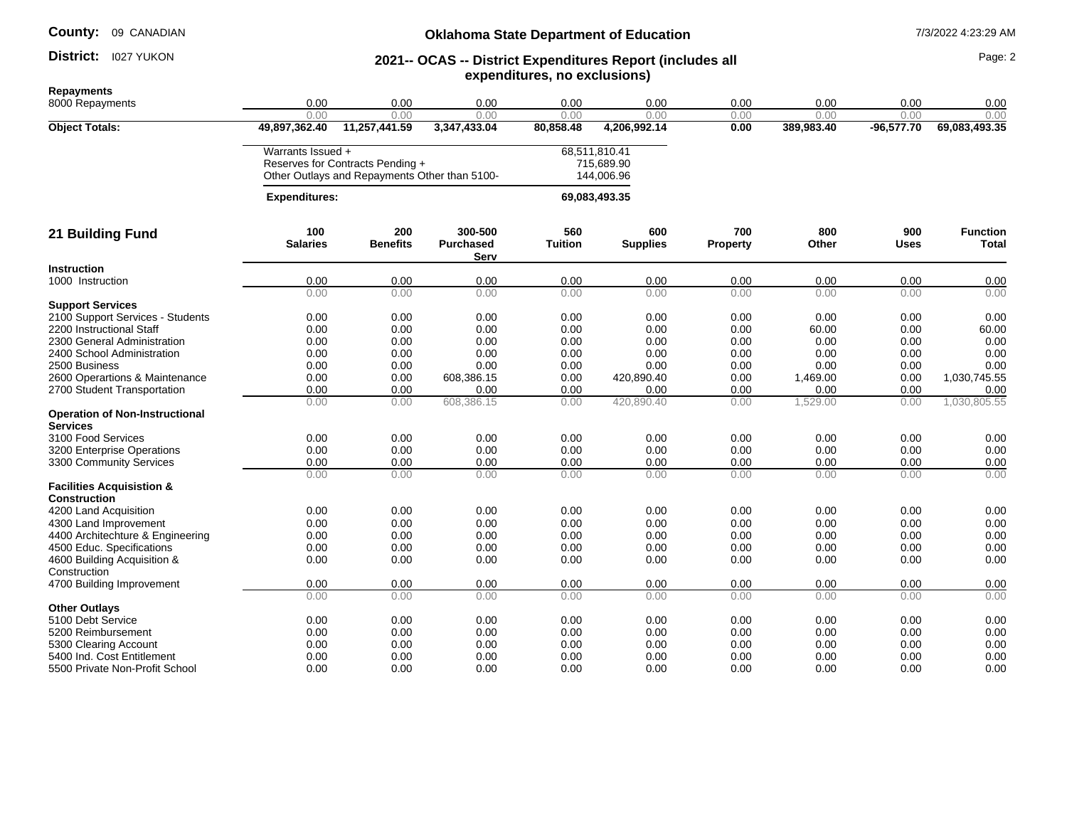| Repayments | | | | | | | | | |
|---|---|---|---|---|---|---|---|---|---|
| 8000 Repayments | 0.00 | 0.00 | 0.00 | 0.00 | 0.00 | 0.00 | 0.00 | 0.00 | 0.00 |
| | 0.00 | 0.00 | 0.00 | 0.00 | 0.00 | 0.00 | 0.00 | 0.00 | 0.00 |
| **Object Totals:** | **49,897,362.40** | **11,257,441.59** | **3,347,433.04** | **80,858.48** | **4,206,992.14** | **0.00** | **389,983.40** | **-96,577.70** | **69,083,493.35** |

| | |
|---|---|
| Warrants Issued + | 68,511,810.41 |
| Reserves for Contracts Pending + | 715,689.90 |
| Other Outlays and Repayments Other than 5100- | 144,006.96 |
| **Expenditures:** | **69,083,493.35** |

## 21 Building Fund

| | 100 Salaries | 200 Benefits | 300-500 Purchased Serv | 560 Tuition | 600 Supplies | 700 Property | 800 Other | 900 Uses | Function Total |
|---|---|---|---|---|---|---|---|---|---|
| **Instruction** | | | | | | | | | |
| 1000 Instruction | 0.00 | 0.00 | 0.00 | 0.00 | 0.00 | 0.00 | 0.00 | 0.00 | 0.00 |
| | 0.00 | 0.00 | 0.00 | 0.00 | 0.00 | 0.00 | 0.00 | 0.00 | 0.00 |
| **Support Services** | | | | | | | | | |
| 2100 Support Services - Students | 0.00 | 0.00 | 0.00 | 0.00 | 0.00 | 0.00 | 0.00 | 0.00 | 0.00 |
| 2200 Instructional Staff | 0.00 | 0.00 | 0.00 | 0.00 | 0.00 | 0.00 | 60.00 | 0.00 | 60.00 |
| 2300 General Administration | 0.00 | 0.00 | 0.00 | 0.00 | 0.00 | 0.00 | 0.00 | 0.00 | 0.00 |
| 2400 School Administration | 0.00 | 0.00 | 0.00 | 0.00 | 0.00 | 0.00 | 0.00 | 0.00 | 0.00 |
| 2500 Business | 0.00 | 0.00 | 0.00 | 0.00 | 0.00 | 0.00 | 0.00 | 0.00 | 0.00 |
| 2600 Operartions & Maintenance | 0.00 | 0.00 | 608,386.15 | 0.00 | 420,890.40 | 0.00 | 1,469.00 | 0.00 | 1,030,745.55 |
| 2700 Student Transportation | 0.00 | 0.00 | 0.00 | 0.00 | 0.00 | 0.00 | 0.00 | 0.00 | 0.00 |
| | 0.00 | 0.00 | 608,386.15 | 0.00 | 420,890.40 | 0.00 | 1,529.00 | 0.00 | 1,030,805.55 |
| **Operation of Non-Instructional Services** | | | | | | | | | |
| 3100 Food Services | 0.00 | 0.00 | 0.00 | 0.00 | 0.00 | 0.00 | 0.00 | 0.00 | 0.00 |
| 3200 Enterprise Operations | 0.00 | 0.00 | 0.00 | 0.00 | 0.00 | 0.00 | 0.00 | 0.00 | 0.00 |
| 3300 Community Services | 0.00 | 0.00 | 0.00 | 0.00 | 0.00 | 0.00 | 0.00 | 0.00 | 0.00 |
| | 0.00 | 0.00 | 0.00 | 0.00 | 0.00 | 0.00 | 0.00 | 0.00 | 0.00 |
| **Facilities Acquisistion & Construction** | | | | | | | | | |
| 4200 Land Acquisition | 0.00 | 0.00 | 0.00 | 0.00 | 0.00 | 0.00 | 0.00 | 0.00 | 0.00 |
| 4300 Land Improvement | 0.00 | 0.00 | 0.00 | 0.00 | 0.00 | 0.00 | 0.00 | 0.00 | 0.00 |
| 4400 Architechture & Engineering | 0.00 | 0.00 | 0.00 | 0.00 | 0.00 | 0.00 | 0.00 | 0.00 | 0.00 |
| 4500 Educ. Specifications | 0.00 | 0.00 | 0.00 | 0.00 | 0.00 | 0.00 | 0.00 | 0.00 | 0.00 |
| 4600 Building Acquisition & Construction | 0.00 | 0.00 | 0.00 | 0.00 | 0.00 | 0.00 | 0.00 | 0.00 | 0.00 |
| 4700 Building Improvement | 0.00 | 0.00 | 0.00 | 0.00 | 0.00 | 0.00 | 0.00 | 0.00 | 0.00 |
| | 0.00 | 0.00 | 0.00 | 0.00 | 0.00 | 0.00 | 0.00 | 0.00 | 0.00 |
| **Other Outlays** | | | | | | | | | |
| 5100 Debt Service | 0.00 | 0.00 | 0.00 | 0.00 | 0.00 | 0.00 | 0.00 | 0.00 | 0.00 |
| 5200 Reimbursement | 0.00 | 0.00 | 0.00 | 0.00 | 0.00 | 0.00 | 0.00 | 0.00 | 0.00 |
| 5300 Clearing Account | 0.00 | 0.00 | 0.00 | 0.00 | 0.00 | 0.00 | 0.00 | 0.00 | 0.00 |
| 5400 Ind. Cost Entitlement | 0.00 | 0.00 | 0.00 | 0.00 | 0.00 | 0.00 | 0.00 | 0.00 | 0.00 |
| 5500 Private Non-Profit School | 0.00 | 0.00 | 0.00 | 0.00 | 0.00 | 0.00 | 0.00 | 0.00 | 0.00 |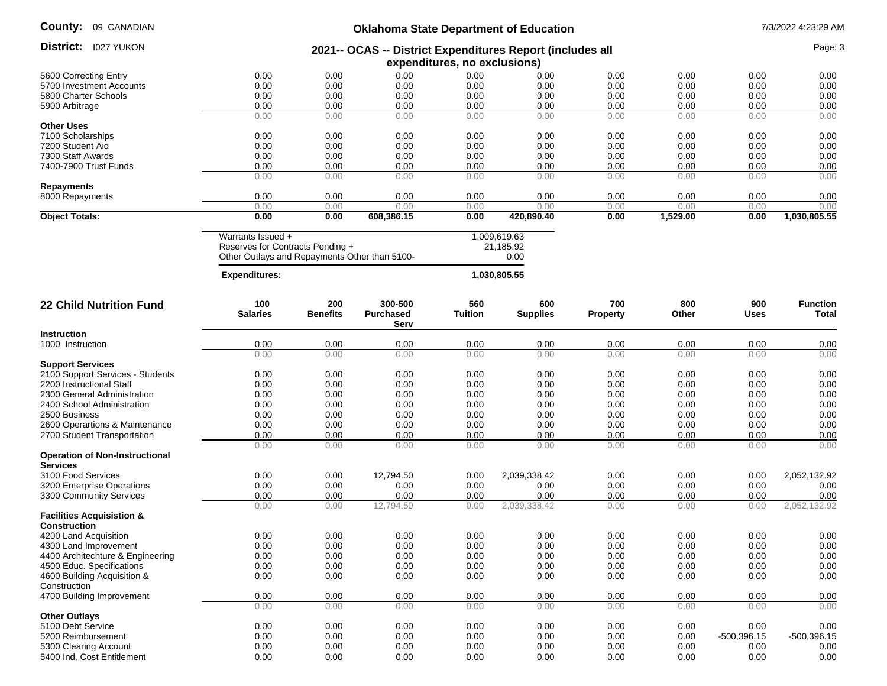| | | | | | | | | | |
|---|---|---|---|---|---|---|---|---|---|
| 5600 Correcting Entry | 0.00 | 0.00 | 0.00 | 0.00 | 0.00 | 0.00 | 0.00 | 0.00 | 0.00 |
| 5700 Investment Accounts | 0.00 | 0.00 | 0.00 | 0.00 | 0.00 | 0.00 | 0.00 | 0.00 | 0.00 |
| 5800 Charter Schools | 0.00 | 0.00 | 0.00 | 0.00 | 0.00 | 0.00 | 0.00 | 0.00 | 0.00 |
| 5900 Arbitrage | 0.00 | 0.00 | 0.00 | 0.00 | 0.00 | 0.00 | 0.00 | 0.00 | 0.00 |
| | 0.00 | 0.00 | 0.00 | 0.00 | 0.00 | 0.00 | 0.00 | 0.00 | 0.00 |
| **Other Uses** | | | | | | | | | |
| 7100 Scholarships | 0.00 | 0.00 | 0.00 | 0.00 | 0.00 | 0.00 | 0.00 | 0.00 | 0.00 |
| 7200 Student Aid | 0.00 | 0.00 | 0.00 | 0.00 | 0.00 | 0.00 | 0.00 | 0.00 | 0.00 |
| 7300 Staff Awards | 0.00 | 0.00 | 0.00 | 0.00 | 0.00 | 0.00 | 0.00 | 0.00 | 0.00 |
| 7400-7900 Trust Funds | 0.00 | 0.00 | 0.00 | 0.00 | 0.00 | 0.00 | 0.00 | 0.00 | 0.00 |
| | 0.00 | 0.00 | 0.00 | 0.00 | 0.00 | 0.00 | 0.00 | 0.00 | 0.00 |
| **Repayments** | | | | | | | | | |
| 8000 Repayments | 0.00 | 0.00 | 0.00 | 0.00 | 0.00 | 0.00 | 0.00 | 0.00 | 0.00 |
| | 0.00 | 0.00 | 0.00 | 0.00 | 0.00 | 0.00 | 0.00 | 0.00 | 0.00 |
| **Object Totals:** | **0.00** | **0.00** | **608,386.15** | **0.00** | **420,890.40** | **0.00** | **1,529.00** | **0.00** | **1,030,805.55** |

| | |
|---|---|
| Warrants Issued + | 1,009,619.63 |
| Reserves for Contracts Pending + | 21,185.92 |
| Other Outlays and Repayments Other than 5100- | 0.00 |
| **Expenditures:** | **1,030,805.55** |

## 22 Child Nutrition Fund

| | 100 Salaries | 200 Benefits | 300-500 Purchased Serv | 560 Tuition | 600 Supplies | 700 Property | 800 Other | 900 Uses | Function Total |
|---|---|---|---|---|---|---|---|---|---|
| **Instruction** | | | | | | | | | |
| 1000 Instruction | 0.00 | 0.00 | 0.00 | 0.00 | 0.00 | 0.00 | 0.00 | 0.00 | 0.00 |
| | 0.00 | 0.00 | 0.00 | 0.00 | 0.00 | 0.00 | 0.00 | 0.00 | 0.00 |
| **Support Services** | | | | | | | | | |
| 2100 Support Services - Students | 0.00 | 0.00 | 0.00 | 0.00 | 0.00 | 0.00 | 0.00 | 0.00 | 0.00 |
| 2200 Instructional Staff | 0.00 | 0.00 | 0.00 | 0.00 | 0.00 | 0.00 | 0.00 | 0.00 | 0.00 |
| 2300 General Administration | 0.00 | 0.00 | 0.00 | 0.00 | 0.00 | 0.00 | 0.00 | 0.00 | 0.00 |
| 2400 School Administration | 0.00 | 0.00 | 0.00 | 0.00 | 0.00 | 0.00 | 0.00 | 0.00 | 0.00 |
| 2500 Business | 0.00 | 0.00 | 0.00 | 0.00 | 0.00 | 0.00 | 0.00 | 0.00 | 0.00 |
| 2600 Operartions & Maintenance | 0.00 | 0.00 | 0.00 | 0.00 | 0.00 | 0.00 | 0.00 | 0.00 | 0.00 |
| 2700 Student Transportation | 0.00 | 0.00 | 0.00 | 0.00 | 0.00 | 0.00 | 0.00 | 0.00 | 0.00 |
| | 0.00 | 0.00 | 0.00 | 0.00 | 0.00 | 0.00 | 0.00 | 0.00 | 0.00 |
| **Operation of Non-Instructional Services** | | | | | | | | | |
| 3100 Food Services | 0.00 | 0.00 | 12,794.50 | 0.00 | 2,039,338.42 | 0.00 | 0.00 | 0.00 | 2,052,132.92 |
| 3200 Enterprise Operations | 0.00 | 0.00 | 0.00 | 0.00 | 0.00 | 0.00 | 0.00 | 0.00 | 0.00 |
| 3300 Community Services | 0.00 | 0.00 | 0.00 | 0.00 | 0.00 | 0.00 | 0.00 | 0.00 | 0.00 |
| | 0.00 | 0.00 | 12,794.50 | 0.00 | 2,039,338.42 | 0.00 | 0.00 | 0.00 | 2,052,132.92 |
| **Facilities Acquisistion & Construction** | | | | | | | | | |
| 4200 Land Acquisition | 0.00 | 0.00 | 0.00 | 0.00 | 0.00 | 0.00 | 0.00 | 0.00 | 0.00 |
| 4300 Land Improvement | 0.00 | 0.00 | 0.00 | 0.00 | 0.00 | 0.00 | 0.00 | 0.00 | 0.00 |
| 4400 Architechture & Engineering | 0.00 | 0.00 | 0.00 | 0.00 | 0.00 | 0.00 | 0.00 | 0.00 | 0.00 |
| 4500 Educ. Specifications | 0.00 | 0.00 | 0.00 | 0.00 | 0.00 | 0.00 | 0.00 | 0.00 | 0.00 |
| 4600 Building Acquisition & Construction | 0.00 | 0.00 | 0.00 | 0.00 | 0.00 | 0.00 | 0.00 | 0.00 | 0.00 |
| 4700 Building Improvement | 0.00 | 0.00 | 0.00 | 0.00 | 0.00 | 0.00 | 0.00 | 0.00 | 0.00 |
| | 0.00 | 0.00 | 0.00 | 0.00 | 0.00 | 0.00 | 0.00 | 0.00 | 0.00 |
| **Other Outlays** | | | | | | | | | |
| 5100 Debt Service | 0.00 | 0.00 | 0.00 | 0.00 | 0.00 | 0.00 | 0.00 | 0.00 | 0.00 |
| 5200 Reimbursement | 0.00 | 0.00 | 0.00 | 0.00 | 0.00 | 0.00 | 0.00 | -500,396.15 | -500,396.15 |
| 5300 Clearing Account | 0.00 | 0.00 | 0.00 | 0.00 | 0.00 | 0.00 | 0.00 | 0.00 | 0.00 |
| 5400 Ind. Cost Entitlement | 0.00 | 0.00 | 0.00 | 0.00 | 0.00 | 0.00 | 0.00 | 0.00 | 0.00 |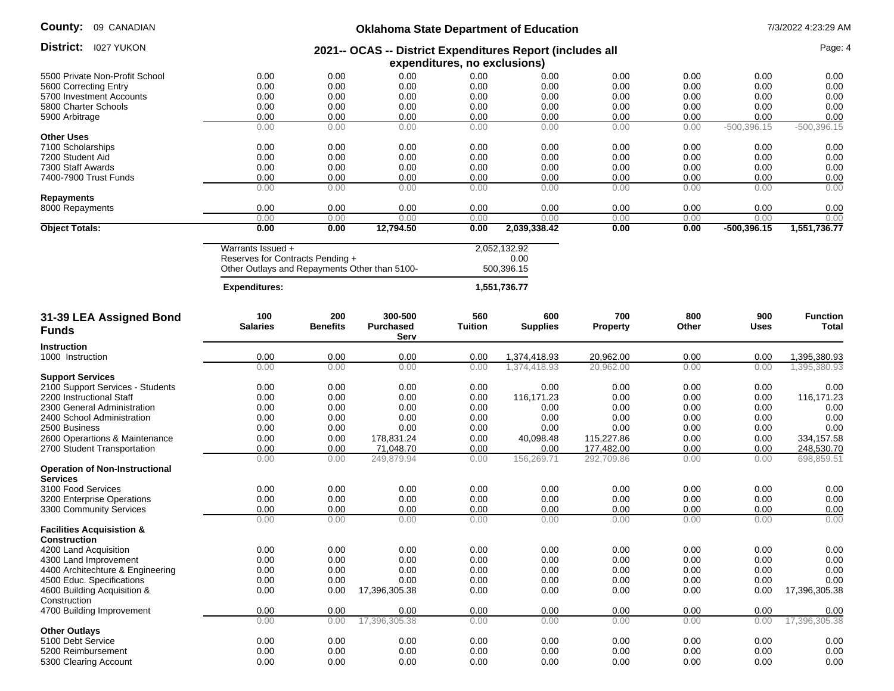| | | | | | | | | | |
|---|---|---|---|---|---|---|---|---|---|
| 5500 Private Non-Profit School | 0.00 | 0.00 | 0.00 | 0.00 | 0.00 | 0.00 | 0.00 | 0.00 | 0.00 |
| 5600 Correcting Entry | 0.00 | 0.00 | 0.00 | 0.00 | 0.00 | 0.00 | 0.00 | 0.00 | 0.00 |
| 5700 Investment Accounts | 0.00 | 0.00 | 0.00 | 0.00 | 0.00 | 0.00 | 0.00 | 0.00 | 0.00 |
| 5800 Charter Schools | 0.00 | 0.00 | 0.00 | 0.00 | 0.00 | 0.00 | 0.00 | 0.00 | 0.00 |
| 5900 Arbitrage | 0.00 | 0.00 | 0.00 | 0.00 | 0.00 | 0.00 | 0.00 | 0.00 | 0.00 |
| | 0.00 | 0.00 | 0.00 | 0.00 | 0.00 | 0.00 | 0.00 | -500,396.15 | -500,396.15 |
| **Other Uses** | | | | | | | | | |
| 7100 Scholarships | 0.00 | 0.00 | 0.00 | 0.00 | 0.00 | 0.00 | 0.00 | 0.00 | 0.00 |
| 7200 Student Aid | 0.00 | 0.00 | 0.00 | 0.00 | 0.00 | 0.00 | 0.00 | 0.00 | 0.00 |
| 7300 Staff Awards | 0.00 | 0.00 | 0.00 | 0.00 | 0.00 | 0.00 | 0.00 | 0.00 | 0.00 |
| 7400-7900 Trust Funds | 0.00 | 0.00 | 0.00 | 0.00 | 0.00 | 0.00 | 0.00 | 0.00 | 0.00 |
| | 0.00 | 0.00 | 0.00 | 0.00 | 0.00 | 0.00 | 0.00 | 0.00 | 0.00 |
| **Repayments** | | | | | | | | | |
| 8000 Repayments | 0.00 | 0.00 | 0.00 | 0.00 | 0.00 | 0.00 | 0.00 | 0.00 | 0.00 |
| | 0.00 | 0.00 | 0.00 | 0.00 | 0.00 | 0.00 | 0.00 | 0.00 | 0.00 |
| **Object Totals:** | **0.00** | **0.00** | **12,794.50** | **0.00** | **2,039,338.42** | **0.00** | **0.00** | **-500,396.15** | **1,551,736.77** |

| | |
|---|---|
| Warrants Issued + | 2,052,132.92 |
| Reserves for Contracts Pending + | 0.00 |
| Other Outlays and Repayments Other than 5100- | 500,396.15 |
| **Expenditures:** | **1,551,736.77** |

## 31-39 LEA Assigned Bond Funds

| 31-39 LEA Assigned Bond Funds | 100 Salaries | 200 Benefits | 300-500 Purchased Serv | 560 Tuition | 600 Supplies | 700 Property | 800 Other | 900 Uses | Function Total |
|---|---|---|---|---|---|---|---|---|---|
| **Instruction** | | | | | | | | | |
| 1000 Instruction | 0.00 | 0.00 | 0.00 | 0.00 | 1,374,418.93 | 20,962.00 | 0.00 | 0.00 | 1,395,380.93 |
| | 0.00 | 0.00 | 0.00 | 0.00 | 1,374,418.93 | 20,962.00 | 0.00 | 0.00 | 1,395,380.93 |
| **Support Services** | | | | | | | | | |
| 2100 Support Services - Students | 0.00 | 0.00 | 0.00 | 0.00 | 0.00 | 0.00 | 0.00 | 0.00 | 0.00 |
| 2200 Instructional Staff | 0.00 | 0.00 | 0.00 | 0.00 | 116,171.23 | 0.00 | 0.00 | 0.00 | 116,171.23 |
| 2300 General Administration | 0.00 | 0.00 | 0.00 | 0.00 | 0.00 | 0.00 | 0.00 | 0.00 | 0.00 |
| 2400 School Administration | 0.00 | 0.00 | 0.00 | 0.00 | 0.00 | 0.00 | 0.00 | 0.00 | 0.00 |
| 2500 Business | 0.00 | 0.00 | 0.00 | 0.00 | 0.00 | 0.00 | 0.00 | 0.00 | 0.00 |
| 2600 Operartions & Maintenance | 0.00 | 0.00 | 178,831.24 | 0.00 | 40,098.48 | 115,227.86 | 0.00 | 0.00 | 334,157.58 |
| 2700 Student Transportation | 0.00 | 0.00 | 71,048.70 | 0.00 | 0.00 | 177,482.00 | 0.00 | 0.00 | 248,530.70 |
| | 0.00 | 0.00 | 249,879.94 | 0.00 | 156,269.71 | 292,709.86 | 0.00 | 0.00 | 698,859.51 |
| **Operation of Non-Instructional Services** | | | | | | | | | |
| 3100 Food Services | 0.00 | 0.00 | 0.00 | 0.00 | 0.00 | 0.00 | 0.00 | 0.00 | 0.00 |
| 3200 Enterprise Operations | 0.00 | 0.00 | 0.00 | 0.00 | 0.00 | 0.00 | 0.00 | 0.00 | 0.00 |
| 3300 Community Services | 0.00 | 0.00 | 0.00 | 0.00 | 0.00 | 0.00 | 0.00 | 0.00 | 0.00 |
| | 0.00 | 0.00 | 0.00 | 0.00 | 0.00 | 0.00 | 0.00 | 0.00 | 0.00 |
| **Facilities Acquisistion & Construction** | | | | | | | | | |
| 4200 Land Acquisition | 0.00 | 0.00 | 0.00 | 0.00 | 0.00 | 0.00 | 0.00 | 0.00 | 0.00 |
| 4300 Land Improvement | 0.00 | 0.00 | 0.00 | 0.00 | 0.00 | 0.00 | 0.00 | 0.00 | 0.00 |
| 4400 Architechture & Engineering | 0.00 | 0.00 | 0.00 | 0.00 | 0.00 | 0.00 | 0.00 | 0.00 | 0.00 |
| 4500 Educ. Specifications | 0.00 | 0.00 | 0.00 | 0.00 | 0.00 | 0.00 | 0.00 | 0.00 | 0.00 |
| 4600 Building Acquisition & Construction | 0.00 | 0.00 | 17,396,305.38 | 0.00 | 0.00 | 0.00 | 0.00 | 0.00 | 17,396,305.38 |
| 4700 Building Improvement | 0.00 | 0.00 | 0.00 | 0.00 | 0.00 | 0.00 | 0.00 | 0.00 | 0.00 |
| | 0.00 | 0.00 | 17,396,305.38 | 0.00 | 0.00 | 0.00 | 0.00 | 0.00 | 17,396,305.38 |
| **Other Outlays** | | | | | | | | | |
| 5100 Debt Service | 0.00 | 0.00 | 0.00 | 0.00 | 0.00 | 0.00 | 0.00 | 0.00 | 0.00 |
| 5200 Reimbursement | 0.00 | 0.00 | 0.00 | 0.00 | 0.00 | 0.00 | 0.00 | 0.00 | 0.00 |
| 5300 Clearing Account | 0.00 | 0.00 | 0.00 | 0.00 | 0.00 | 0.00 | 0.00 | 0.00 | 0.00 |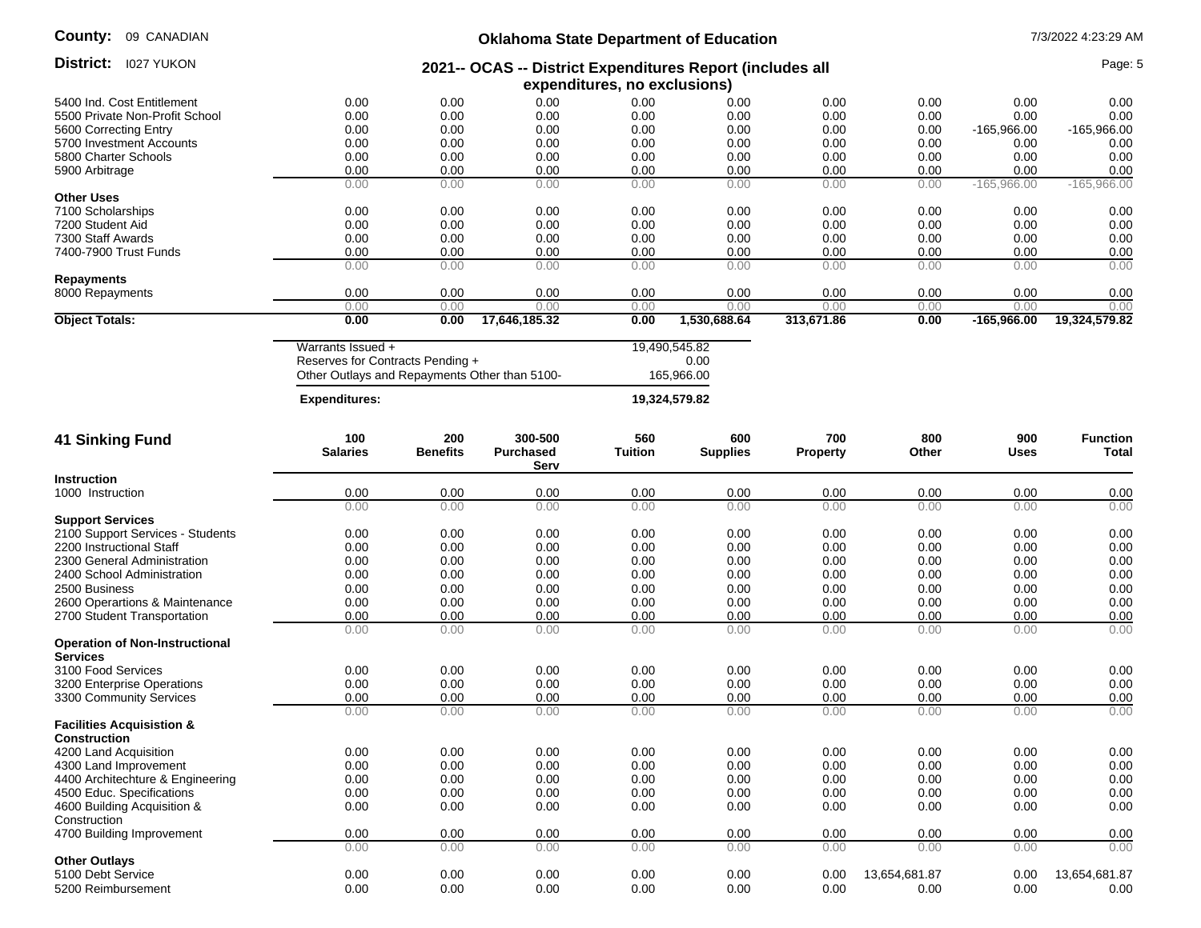| | | | | | | | | | |
|---|---|---|---|---|---|---|---|---|---|
| 5400 Ind. Cost Entitlement | 0.00 | 0.00 | 0.00 | 0.00 | 0.00 | 0.00 | 0.00 | 0.00 | 0.00 |
| 5500 Private Non-Profit School | 0.00 | 0.00 | 0.00 | 0.00 | 0.00 | 0.00 | 0.00 | 0.00 | 0.00 |
| 5600 Correcting Entry | 0.00 | 0.00 | 0.00 | 0.00 | 0.00 | 0.00 | 0.00 | -165,966.00 | -165,966.00 |
| 5700 Investment Accounts | 0.00 | 0.00 | 0.00 | 0.00 | 0.00 | 0.00 | 0.00 | 0.00 | 0.00 |
| 5800 Charter Schools | 0.00 | 0.00 | 0.00 | 0.00 | 0.00 | 0.00 | 0.00 | 0.00 | 0.00 |
| 5900 Arbitrage | 0.00 | 0.00 | 0.00 | 0.00 | 0.00 | 0.00 | 0.00 | 0.00 | 0.00 |
| | 0.00 | 0.00 | 0.00 | 0.00 | 0.00 | 0.00 | 0.00 | -165,966.00 | -165,966.00 |
| **Other Uses** | | | | | | | | | |
| 7100 Scholarships | 0.00 | 0.00 | 0.00 | 0.00 | 0.00 | 0.00 | 0.00 | 0.00 | 0.00 |
| 7200 Student Aid | 0.00 | 0.00 | 0.00 | 0.00 | 0.00 | 0.00 | 0.00 | 0.00 | 0.00 |
| 7300 Staff Awards | 0.00 | 0.00 | 0.00 | 0.00 | 0.00 | 0.00 | 0.00 | 0.00 | 0.00 |
| 7400-7900 Trust Funds | 0.00 | 0.00 | 0.00 | 0.00 | 0.00 | 0.00 | 0.00 | 0.00 | 0.00 |
| | 0.00 | 0.00 | 0.00 | 0.00 | 0.00 | 0.00 | 0.00 | 0.00 | 0.00 |
| **Repayments** | | | | | | | | | |
| 8000 Repayments | 0.00 | 0.00 | 0.00 | 0.00 | 0.00 | 0.00 | 0.00 | 0.00 | 0.00 |
| | 0.00 | 0.00 | 0.00 | 0.00 | 0.00 | 0.00 | 0.00 | 0.00 | 0.00 |
| **Object Totals:** | **0.00** | **0.00** | **17,646,185.32** | **0.00** | **1,530,688.64** | **313,671.86** | **0.00** | **-165,966.00** | **19,324,579.82** |

| | |
|---|---|
| Warrants Issued + | 19,490,545.82 |
| Reserves for Contracts Pending + | 0.00 |
| Other Outlays and Repayments Other than 5100- | 165,966.00 |
| **Expenditures:** | **19,324,579.82** |

## 41 Sinking Fund

| | 100 Salaries | 200 Benefits | 300-500 Purchased Serv | 560 Tuition | 600 Supplies | 700 Property | 800 Other | 900 Uses | Function Total |
|---|---|---|---|---|---|---|---|---|---|
| **Instruction** | | | | | | | | | |
| 1000 Instruction | 0.00 | 0.00 | 0.00 | 0.00 | 0.00 | 0.00 | 0.00 | 0.00 | 0.00 |
| | 0.00 | 0.00 | 0.00 | 0.00 | 0.00 | 0.00 | 0.00 | 0.00 | 0.00 |
| **Support Services** | | | | | | | | | |
| 2100 Support Services - Students | 0.00 | 0.00 | 0.00 | 0.00 | 0.00 | 0.00 | 0.00 | 0.00 | 0.00 |
| 2200 Instructional Staff | 0.00 | 0.00 | 0.00 | 0.00 | 0.00 | 0.00 | 0.00 | 0.00 | 0.00 |
| 2300 General Administration | 0.00 | 0.00 | 0.00 | 0.00 | 0.00 | 0.00 | 0.00 | 0.00 | 0.00 |
| 2400 School Administration | 0.00 | 0.00 | 0.00 | 0.00 | 0.00 | 0.00 | 0.00 | 0.00 | 0.00 |
| 2500 Business | 0.00 | 0.00 | 0.00 | 0.00 | 0.00 | 0.00 | 0.00 | 0.00 | 0.00 |
| 2600 Operartions & Maintenance | 0.00 | 0.00 | 0.00 | 0.00 | 0.00 | 0.00 | 0.00 | 0.00 | 0.00 |
| 2700 Student Transportation | 0.00 | 0.00 | 0.00 | 0.00 | 0.00 | 0.00 | 0.00 | 0.00 | 0.00 |
| | 0.00 | 0.00 | 0.00 | 0.00 | 0.00 | 0.00 | 0.00 | 0.00 | 0.00 |
| **Operation of Non-Instructional Services** | | | | | | | | | |
| 3100 Food Services | 0.00 | 0.00 | 0.00 | 0.00 | 0.00 | 0.00 | 0.00 | 0.00 | 0.00 |
| 3200 Enterprise Operations | 0.00 | 0.00 | 0.00 | 0.00 | 0.00 | 0.00 | 0.00 | 0.00 | 0.00 |
| 3300 Community Services | 0.00 | 0.00 | 0.00 | 0.00 | 0.00 | 0.00 | 0.00 | 0.00 | 0.00 |
| | 0.00 | 0.00 | 0.00 | 0.00 | 0.00 | 0.00 | 0.00 | 0.00 | 0.00 |
| **Facilities Acquisistion & Construction** | | | | | | | | | |
| 4200 Land Acquisition | 0.00 | 0.00 | 0.00 | 0.00 | 0.00 | 0.00 | 0.00 | 0.00 | 0.00 |
| 4300 Land Improvement | 0.00 | 0.00 | 0.00 | 0.00 | 0.00 | 0.00 | 0.00 | 0.00 | 0.00 |
| 4400 Architechture & Engineering | 0.00 | 0.00 | 0.00 | 0.00 | 0.00 | 0.00 | 0.00 | 0.00 | 0.00 |
| 4500 Educ. Specifications | 0.00 | 0.00 | 0.00 | 0.00 | 0.00 | 0.00 | 0.00 | 0.00 | 0.00 |
| 4600 Building Acquisition & Construction | 0.00 | 0.00 | 0.00 | 0.00 | 0.00 | 0.00 | 0.00 | 0.00 | 0.00 |
| 4700 Building Improvement | 0.00 | 0.00 | 0.00 | 0.00 | 0.00 | 0.00 | 0.00 | 0.00 | 0.00 |
| | 0.00 | 0.00 | 0.00 | 0.00 | 0.00 | 0.00 | 0.00 | 0.00 | 0.00 |
| **Other Outlays** | | | | | | | | | |
| 5100 Debt Service | 0.00 | 0.00 | 0.00 | 0.00 | 0.00 | 0.00 | 13,654,681.87 | 0.00 | 13,654,681.87 |
| 5200 Reimbursement | 0.00 | 0.00 | 0.00 | 0.00 | 0.00 | 0.00 | 0.00 | 0.00 | 0.00 |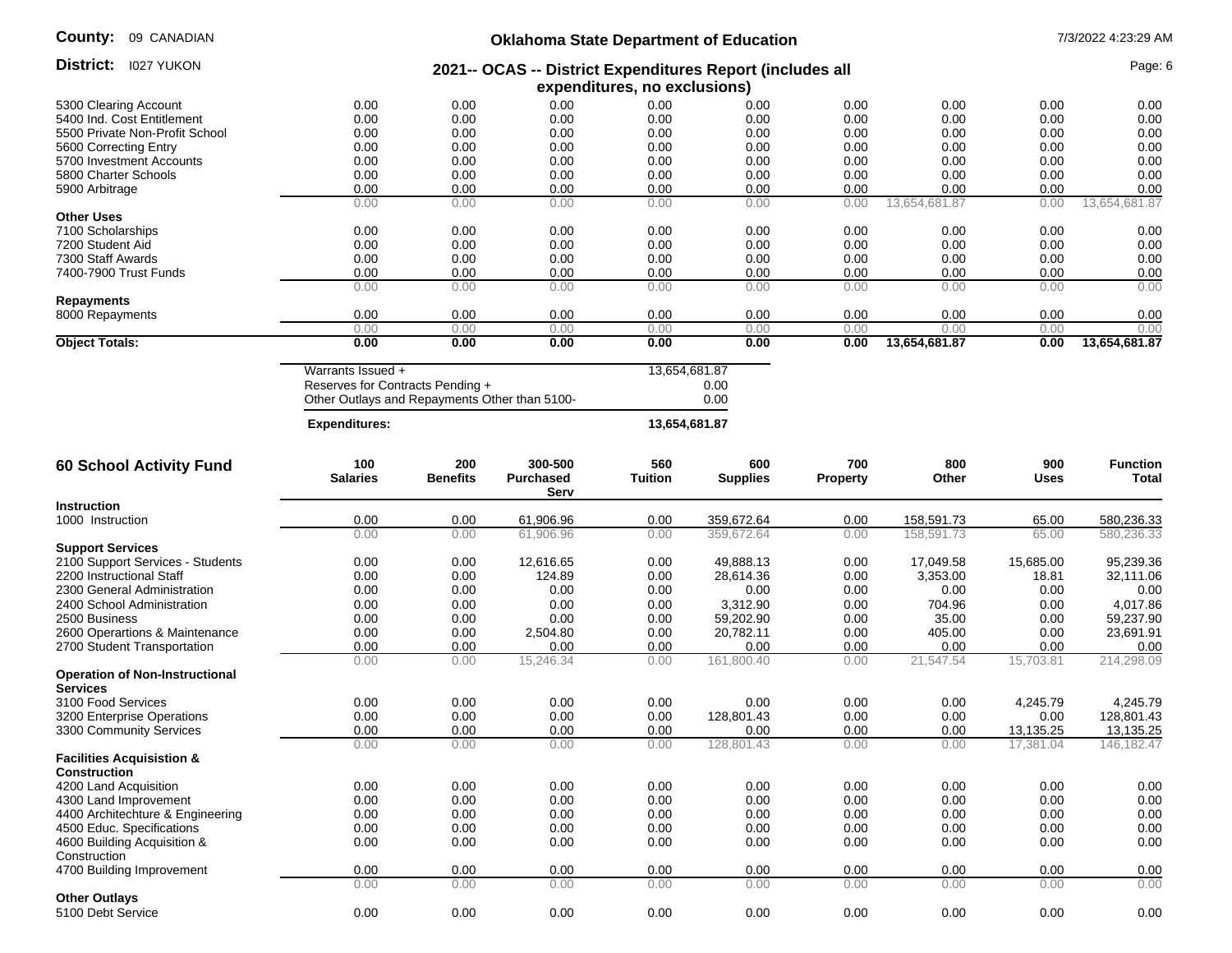| | | | | | | | | | |
|---|---|---|---|---|---|---|---|---|---|
| 5300 Clearing Account | 0.00 | 0.00 | 0.00 | 0.00 | 0.00 | 0.00 | 0.00 | 0.00 | 0.00 |
| 5400 Ind. Cost Entitlement | 0.00 | 0.00 | 0.00 | 0.00 | 0.00 | 0.00 | 0.00 | 0.00 | 0.00 |
| 5500 Private Non-Profit School | 0.00 | 0.00 | 0.00 | 0.00 | 0.00 | 0.00 | 0.00 | 0.00 | 0.00 |
| 5600 Correcting Entry | 0.00 | 0.00 | 0.00 | 0.00 | 0.00 | 0.00 | 0.00 | 0.00 | 0.00 |
| 5700 Investment Accounts | 0.00 | 0.00 | 0.00 | 0.00 | 0.00 | 0.00 | 0.00 | 0.00 | 0.00 |
| 5800 Charter Schools | 0.00 | 0.00 | 0.00 | 0.00 | 0.00 | 0.00 | 0.00 | 0.00 | 0.00 |
| 5900 Arbitrage | 0.00 | 0.00 | 0.00 | 0.00 | 0.00 | 0.00 | 0.00 | 0.00 | 0.00 |
| | 0.00 | 0.00 | 0.00 | 0.00 | 0.00 | 0.00 | 13,654,681.87 | 0.00 | 13,654,681.87 |
| **Other Uses** | | | | | | | | | |
| 7100 Scholarships | 0.00 | 0.00 | 0.00 | 0.00 | 0.00 | 0.00 | 0.00 | 0.00 | 0.00 |
| 7200 Student Aid | 0.00 | 0.00 | 0.00 | 0.00 | 0.00 | 0.00 | 0.00 | 0.00 | 0.00 |
| 7300 Staff Awards | 0.00 | 0.00 | 0.00 | 0.00 | 0.00 | 0.00 | 0.00 | 0.00 | 0.00 |
| 7400-7900 Trust Funds | 0.00 | 0.00 | 0.00 | 0.00 | 0.00 | 0.00 | 0.00 | 0.00 | 0.00 |
| | 0.00 | 0.00 | 0.00 | 0.00 | 0.00 | 0.00 | 0.00 | 0.00 | 0.00 |
| **Repayments** | | | | | | | | | |
| 8000 Repayments | 0.00 | 0.00 | 0.00 | 0.00 | 0.00 | 0.00 | 0.00 | 0.00 | 0.00 |
| | 0.00 | 0.00 | 0.00 | 0.00 | 0.00 | 0.00 | 0.00 | 0.00 | 0.00 |
| **Object Totals:** | **0.00** | **0.00** | **0.00** | **0.00** | **0.00** | **0.00** | **13,654,681.87** | **0.00** | **13,654,681.87** |

| | |
|---|---|
| Warrants Issued + | 13,654,681.87 |
| Reserves for Contracts Pending + | 0.00 |
| Other Outlays and Repayments Other than 5100- | 0.00 |
| **Expenditures:** | **13,654,681.87** |

## 60 School Activity Fund

| | 100 Salaries | 200 Benefits | 300-500 Purchased Serv | 560 Tuition | 600 Supplies | 700 Property | 800 Other | 900 Uses | Function Total |
|---|---|---|---|---|---|---|---|---|---|
| **Instruction** | | | | | | | | | |
| 1000 Instruction | 0.00 | 0.00 | 61,906.96 | 0.00 | 359,672.64 | 0.00 | 158,591.73 | 65.00 | 580,236.33 |
| | 0.00 | 0.00 | 61,906.96 | 0.00 | 359,672.64 | 0.00 | 158,591.73 | 65.00 | 580,236.33 |
| **Support Services** | | | | | | | | | |
| 2100 Support Services - Students | 0.00 | 0.00 | 12,616.65 | 0.00 | 49,888.13 | 0.00 | 17,049.58 | 15,685.00 | 95,239.36 |
| 2200 Instructional Staff | 0.00 | 0.00 | 124.89 | 0.00 | 28,614.36 | 0.00 | 3,353.00 | 18.81 | 32,111.06 |
| 2300 General Administration | 0.00 | 0.00 | 0.00 | 0.00 | 0.00 | 0.00 | 0.00 | 0.00 | 0.00 |
| 2400 School Administration | 0.00 | 0.00 | 0.00 | 0.00 | 3,312.90 | 0.00 | 704.96 | 0.00 | 4,017.86 |
| 2500 Business | 0.00 | 0.00 | 0.00 | 0.00 | 59,202.90 | 0.00 | 35.00 | 0.00 | 59,237.90 |
| 2600 Operartions & Maintenance | 0.00 | 0.00 | 2,504.80 | 0.00 | 20,782.11 | 0.00 | 405.00 | 0.00 | 23,691.91 |
| 2700 Student Transportation | 0.00 | 0.00 | 0.00 | 0.00 | 0.00 | 0.00 | 0.00 | 0.00 | 0.00 |
| | 0.00 | 0.00 | 15,246.34 | 0.00 | 161,800.40 | 0.00 | 21,547.54 | 15,703.81 | 214,298.09 |
| **Operation of Non-Instructional Services** | | | | | | | | | |
| 3100 Food Services | 0.00 | 0.00 | 0.00 | 0.00 | 0.00 | 0.00 | 0.00 | 4,245.79 | 4,245.79 |
| 3200 Enterprise Operations | 0.00 | 0.00 | 0.00 | 0.00 | 128,801.43 | 0.00 | 0.00 | 0.00 | 128,801.43 |
| 3300 Community Services | 0.00 | 0.00 | 0.00 | 0.00 | 0.00 | 0.00 | 0.00 | 13,135.25 | 13,135.25 |
| | 0.00 | 0.00 | 0.00 | 0.00 | 128,801.43 | 0.00 | 0.00 | 17,381.04 | 146,182.47 |
| **Facilities Acquisistion & Construction** | | | | | | | | | |
| 4200 Land Acquisition | 0.00 | 0.00 | 0.00 | 0.00 | 0.00 | 0.00 | 0.00 | 0.00 | 0.00 |
| 4300 Land Improvement | 0.00 | 0.00 | 0.00 | 0.00 | 0.00 | 0.00 | 0.00 | 0.00 | 0.00 |
| 4400 Architechture & Engineering | 0.00 | 0.00 | 0.00 | 0.00 | 0.00 | 0.00 | 0.00 | 0.00 | 0.00 |
| 4500 Educ. Specifications | 0.00 | 0.00 | 0.00 | 0.00 | 0.00 | 0.00 | 0.00 | 0.00 | 0.00 |
| 4600 Building Acquisition & Construction | 0.00 | 0.00 | 0.00 | 0.00 | 0.00 | 0.00 | 0.00 | 0.00 | 0.00 |
| 4700 Building Improvement | 0.00 | 0.00 | 0.00 | 0.00 | 0.00 | 0.00 | 0.00 | 0.00 | 0.00 |
| | 0.00 | 0.00 | 0.00 | 0.00 | 0.00 | 0.00 | 0.00 | 0.00 | 0.00 |
| **Other Outlays** | | | | | | | | | |
| 5100 Debt Service | 0.00 | 0.00 | 0.00 | 0.00 | 0.00 | 0.00 | 0.00 | 0.00 | 0.00 |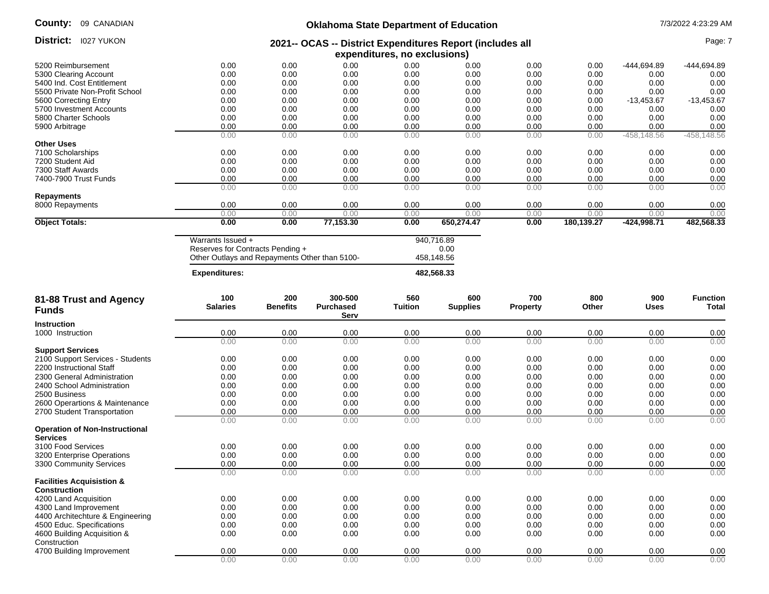| | | | | | | | | | |
|---|---|---|---|---|---|---|---|---|---|
| 5200 Reimbursement | 0.00 | 0.00 | 0.00 | 0.00 | 0.00 | 0.00 | 0.00 | -444,694.89 | -444,694.89 |
| 5300 Clearing Account | 0.00 | 0.00 | 0.00 | 0.00 | 0.00 | 0.00 | 0.00 | 0.00 | 0.00 |
| 5400 Ind. Cost Entitlement | 0.00 | 0.00 | 0.00 | 0.00 | 0.00 | 0.00 | 0.00 | 0.00 | 0.00 |
| 5500 Private Non-Profit School | 0.00 | 0.00 | 0.00 | 0.00 | 0.00 | 0.00 | 0.00 | 0.00 | 0.00 |
| 5600 Correcting Entry | 0.00 | 0.00 | 0.00 | 0.00 | 0.00 | 0.00 | 0.00 | -13,453.67 | -13,453.67 |
| 5700 Investment Accounts | 0.00 | 0.00 | 0.00 | 0.00 | 0.00 | 0.00 | 0.00 | 0.00 | 0.00 |
| 5800 Charter Schools | 0.00 | 0.00 | 0.00 | 0.00 | 0.00 | 0.00 | 0.00 | 0.00 | 0.00 |
| 5900 Arbitrage | 0.00 | 0.00 | 0.00 | 0.00 | 0.00 | 0.00 | 0.00 | 0.00 | 0.00 |
| | 0.00 | 0.00 | 0.00 | 0.00 | 0.00 | 0.00 | 0.00 | -458,148.56 | -458,148.56 |
| **Other Uses** | | | | | | | | | |
| 7100 Scholarships | 0.00 | 0.00 | 0.00 | 0.00 | 0.00 | 0.00 | 0.00 | 0.00 | 0.00 |
| 7200 Student Aid | 0.00 | 0.00 | 0.00 | 0.00 | 0.00 | 0.00 | 0.00 | 0.00 | 0.00 |
| 7300 Staff Awards | 0.00 | 0.00 | 0.00 | 0.00 | 0.00 | 0.00 | 0.00 | 0.00 | 0.00 |
| 7400-7900 Trust Funds | 0.00 | 0.00 | 0.00 | 0.00 | 0.00 | 0.00 | 0.00 | 0.00 | 0.00 |
| | 0.00 | 0.00 | 0.00 | 0.00 | 0.00 | 0.00 | 0.00 | 0.00 | 0.00 |
| **Repayments** | | | | | | | | | |
| 8000 Repayments | 0.00 | 0.00 | 0.00 | 0.00 | 0.00 | 0.00 | 0.00 | 0.00 | 0.00 |
| | 0.00 | 0.00 | 0.00 | 0.00 | 0.00 | 0.00 | 0.00 | 0.00 | 0.00 |
| **Object Totals:** | **0.00** | **0.00** | **77,153.30** | **0.00** | **650,274.47** | **0.00** | **180,139.27** | **-424,998.71** | **482,568.33** |

| | |
|---|---|
| Warrants Issued + | 940,716.89 |
| Reserves for Contracts Pending + | 0.00 |
| Other Outlays and Repayments Other than 5100- | 458,148.56 |
| **Expenditures:** | **482,568.33** |

## 81-88 Trust and Agency Funds

| 81-88 Trust and Agency Funds | 100 Salaries | 200 Benefits | 300-500 Purchased Serv | 560 Tuition | 600 Supplies | 700 Property | 800 Other | 900 Uses | Function Total |
|---|---|---|---|---|---|---|---|---|---|
| **Instruction** | | | | | | | | | |
| 1000 Instruction | 0.00 | 0.00 | 0.00 | 0.00 | 0.00 | 0.00 | 0.00 | 0.00 | 0.00 |
| | 0.00 | 0.00 | 0.00 | 0.00 | 0.00 | 0.00 | 0.00 | 0.00 | 0.00 |
| **Support Services** | | | | | | | | | |
| 2100 Support Services - Students | 0.00 | 0.00 | 0.00 | 0.00 | 0.00 | 0.00 | 0.00 | 0.00 | 0.00 |
| 2200 Instructional Staff | 0.00 | 0.00 | 0.00 | 0.00 | 0.00 | 0.00 | 0.00 | 0.00 | 0.00 |
| 2300 General Administration | 0.00 | 0.00 | 0.00 | 0.00 | 0.00 | 0.00 | 0.00 | 0.00 | 0.00 |
| 2400 School Administration | 0.00 | 0.00 | 0.00 | 0.00 | 0.00 | 0.00 | 0.00 | 0.00 | 0.00 |
| 2500 Business | 0.00 | 0.00 | 0.00 | 0.00 | 0.00 | 0.00 | 0.00 | 0.00 | 0.00 |
| 2600 Operartions & Maintenance | 0.00 | 0.00 | 0.00 | 0.00 | 0.00 | 0.00 | 0.00 | 0.00 | 0.00 |
| 2700 Student Transportation | 0.00 | 0.00 | 0.00 | 0.00 | 0.00 | 0.00 | 0.00 | 0.00 | 0.00 |
| | 0.00 | 0.00 | 0.00 | 0.00 | 0.00 | 0.00 | 0.00 | 0.00 | 0.00 |
| **Operation of Non-Instructional Services** | | | | | | | | | |
| 3100 Food Services | 0.00 | 0.00 | 0.00 | 0.00 | 0.00 | 0.00 | 0.00 | 0.00 | 0.00 |
| 3200 Enterprise Operations | 0.00 | 0.00 | 0.00 | 0.00 | 0.00 | 0.00 | 0.00 | 0.00 | 0.00 |
| 3300 Community Services | 0.00 | 0.00 | 0.00 | 0.00 | 0.00 | 0.00 | 0.00 | 0.00 | 0.00 |
| | 0.00 | 0.00 | 0.00 | 0.00 | 0.00 | 0.00 | 0.00 | 0.00 | 0.00 |
| **Facilities Acquisistion & Construction** | | | | | | | | | |
| 4200 Land Acquisition | 0.00 | 0.00 | 0.00 | 0.00 | 0.00 | 0.00 | 0.00 | 0.00 | 0.00 |
| 4300 Land Improvement | 0.00 | 0.00 | 0.00 | 0.00 | 0.00 | 0.00 | 0.00 | 0.00 | 0.00 |
| 4400 Architechture & Engineering | 0.00 | 0.00 | 0.00 | 0.00 | 0.00 | 0.00 | 0.00 | 0.00 | 0.00 |
| 4500 Educ. Specifications | 0.00 | 0.00 | 0.00 | 0.00 | 0.00 | 0.00 | 0.00 | 0.00 | 0.00 |
| 4600 Building Acquisition & Construction | 0.00 | 0.00 | 0.00 | 0.00 | 0.00 | 0.00 | 0.00 | 0.00 | 0.00 |
| 4700 Building Improvement | 0.00 | 0.00 | 0.00 | 0.00 | 0.00 | 0.00 | 0.00 | 0.00 | 0.00 |
| | 0.00 | 0.00 | 0.00 | 0.00 | 0.00 | 0.00 | 0.00 | 0.00 | 0.00 |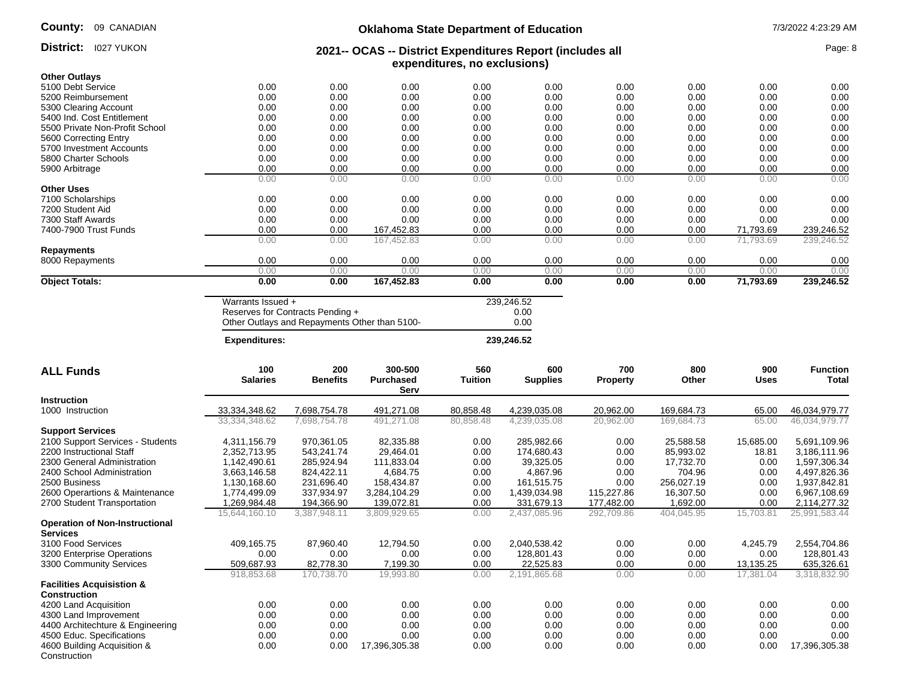County: 09 CANADIAN

District: I027 YUKON

# Oklahoma State Department of Education

## 2021-- OCAS -- District Expenditures Report (includes all expenditures, no exclusions)

7/3/2022 4:23:29 AM

| | | | | | | | | | |
|---|---|---|---|---|---|---|---|---|---|
| **Other Outlays** | | | | | | | | | |
| 5100 Debt Service | 0.00 | 0.00 | 0.00 | 0.00 | 0.00 | 0.00 | 0.00 | 0.00 | 0.00 |
| 5200 Reimbursement | 0.00 | 0.00 | 0.00 | 0.00 | 0.00 | 0.00 | 0.00 | 0.00 | 0.00 |
| 5300 Clearing Account | 0.00 | 0.00 | 0.00 | 0.00 | 0.00 | 0.00 | 0.00 | 0.00 | 0.00 |
| 5400 Ind. Cost Entitlement | 0.00 | 0.00 | 0.00 | 0.00 | 0.00 | 0.00 | 0.00 | 0.00 | 0.00 |
| 5500 Private Non-Profit School | 0.00 | 0.00 | 0.00 | 0.00 | 0.00 | 0.00 | 0.00 | 0.00 | 0.00 |
| 5600 Correcting Entry | 0.00 | 0.00 | 0.00 | 0.00 | 0.00 | 0.00 | 0.00 | 0.00 | 0.00 |
| 5700 Investment Accounts | 0.00 | 0.00 | 0.00 | 0.00 | 0.00 | 0.00 | 0.00 | 0.00 | 0.00 |
| 5800 Charter Schools | 0.00 | 0.00 | 0.00 | 0.00 | 0.00 | 0.00 | 0.00 | 0.00 | 0.00 |
| 5900 Arbitrage | 0.00 | 0.00 | 0.00 | 0.00 | 0.00 | 0.00 | 0.00 | 0.00 | 0.00 |
| | 0.00 | 0.00 | 0.00 | 0.00 | 0.00 | 0.00 | 0.00 | 0.00 | 0.00 |
| **Other Uses** | | | | | | | | | |
| 7100 Scholarships | 0.00 | 0.00 | 0.00 | 0.00 | 0.00 | 0.00 | 0.00 | 0.00 | 0.00 |
| 7200 Student Aid | 0.00 | 0.00 | 0.00 | 0.00 | 0.00 | 0.00 | 0.00 | 0.00 | 0.00 |
| 7300 Staff Awards | 0.00 | 0.00 | 0.00 | 0.00 | 0.00 | 0.00 | 0.00 | 0.00 | 0.00 |
| 7400-7900 Trust Funds | 0.00 | 0.00 | 167,452.83 | 0.00 | 0.00 | 0.00 | 0.00 | 71,793.69 | 239,246.52 |
| | 0.00 | 0.00 | 167,452.83 | 0.00 | 0.00 | 0.00 | 0.00 | 71,793.69 | 239,246.52 |
| **Repayments** | | | | | | | | | |
| 8000 Repayments | 0.00 | 0.00 | 0.00 | 0.00 | 0.00 | 0.00 | 0.00 | 0.00 | 0.00 |
| | 0.00 | 0.00 | 0.00 | 0.00 | 0.00 | 0.00 | 0.00 | 0.00 | 0.00 |
| **Object Totals:** | **0.00** | **0.00** | **167,452.83** | **0.00** | **0.00** | **0.00** | **0.00** | **71,793.69** | **239,246.52** |

| | |
|---|---|
| Warrants Issued + | 239,246.52 |
| Reserves for Contracts Pending + | 0.00 |
| Other Outlays and Repayments Other than 5100- | 0.00 |
| **Expenditures:** | **239,246.52** |

| **ALL Funds** | **100 Salaries** | **200 Benefits** | **300-500 Purchased Serv** | **560 Tuition** | **600 Supplies** | **700 Property** | **800 Other** | **900 Uses** | **Function Total** |
|---|---|---|---|---|---|---|---|---|---|
| **Instruction** | | | | | | | | | |
| 1000 Instruction | 33,334,348.62 | 7,698,754.78 | 491,271.08 | 80,858.48 | 4,239,035.08 | 20,962.00 | 169,684.73 | 65.00 | 46,034,979.77 |
| | 33,334,348.62 | 7,698,754.78 | 491,271.08 | 80,858.48 | 4,239,035.08 | 20,962.00 | 169,684.73 | 65.00 | 46,034,979.77 |
| **Support Services** | | | | | | | | | |
| 2100 Support Services - Students | 4,311,156.79 | 970,361.05 | 82,335.88 | 0.00 | 285,982.66 | 0.00 | 25,588.58 | 15,685.00 | 5,691,109.96 |
| 2200 Instructional Staff | 2,352,713.95 | 543,241.74 | 29,464.01 | 0.00 | 174,680.43 | 0.00 | 85,993.02 | 18.81 | 3,186,111.96 |
| 2300 General Administration | 1,142,490.61 | 285,924.94 | 111,833.04 | 0.00 | 39,325.05 | 0.00 | 17,732.70 | 0.00 | 1,597,306.34 |
| 2400 School Administration | 3,663,146.58 | 824,422.11 | 4,684.75 | 0.00 | 4,867.96 | 0.00 | 704.96 | 0.00 | 4,497,826.36 |
| 2500 Business | 1,130,168.60 | 231,696.40 | 158,434.87 | 0.00 | 161,515.75 | 0.00 | 256,027.19 | 0.00 | 1,937,842.81 |
| 2600 Operartions & Maintenance | 1,774,499.09 | 337,934.97 | 3,284,104.29 | 0.00 | 1,439,034.98 | 115,227.86 | 16,307.50 | 0.00 | 6,967,108.69 |
| 2700 Student Transportation | 1,269,984.48 | 194,366.90 | 139,072.81 | 0.00 | 331,679.13 | 177,482.00 | 1,692.00 | 0.00 | 2,114,277.32 |
| | 15,644,160.10 | 3,387,948.11 | 3,809,929.65 | 0.00 | 2,437,085.96 | 292,709.86 | 404,045.95 | 15,703.81 | 25,991,583.44 |
| **Operation of Non-Instructional Services** | | | | | | | | | |
| 3100 Food Services | 409,165.75 | 87,960.40 | 12,794.50 | 0.00 | 2,040,538.42 | 0.00 | 0.00 | 4,245.79 | 2,554,704.86 |
| 3200 Enterprise Operations | 0.00 | 0.00 | 0.00 | 0.00 | 128,801.43 | 0.00 | 0.00 | 0.00 | 128,801.43 |
| 3300 Community Services | 509,687.93 | 82,778.30 | 7,199.30 | 0.00 | 22,525.83 | 0.00 | 0.00 | 13,135.25 | 635,326.61 |
| | 918,853.68 | 170,738.70 | 19,993.80 | 0.00 | 2,191,865.68 | 0.00 | 0.00 | 17,381.04 | 3,318,832.90 |
| **Facilities Acquisistion & Construction** | | | | | | | | | |
| 4200 Land Acquisition | 0.00 | 0.00 | 0.00 | 0.00 | 0.00 | 0.00 | 0.00 | 0.00 | 0.00 |
| 4300 Land Improvement | 0.00 | 0.00 | 0.00 | 0.00 | 0.00 | 0.00 | 0.00 | 0.00 | 0.00 |
| 4400 Architechture & Engineering | 0.00 | 0.00 | 0.00 | 0.00 | 0.00 | 0.00 | 0.00 | 0.00 | 0.00 |
| 4500 Educ. Specifications | 0.00 | 0.00 | 0.00 | 0.00 | 0.00 | 0.00 | 0.00 | 0.00 | 0.00 |
| 4600 Building Acquisition & Construction | 0.00 | 0.00 | 17,396,305.38 | 0.00 | 0.00 | 0.00 | 0.00 | 0.00 | 17,396,305.38 |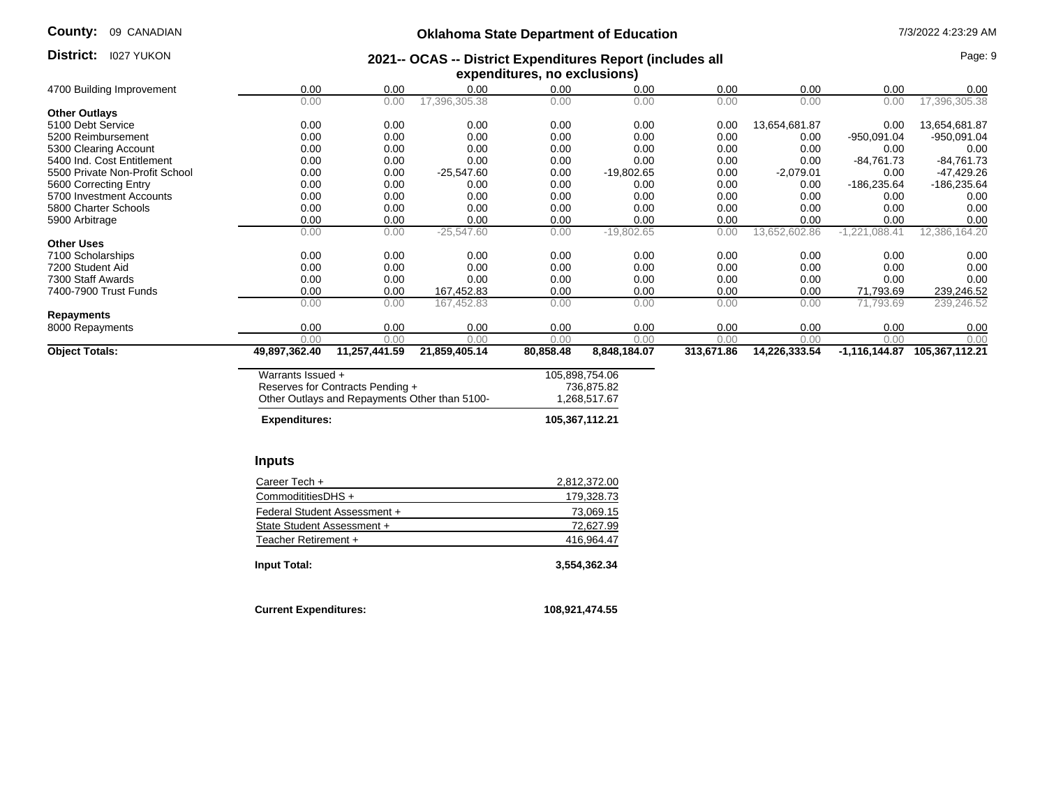| | | | | | | | | | |
|---|---|---|---|---|---|---|---|---|---|
| 4700 Building Improvement | 0.00 | 0.00 | 0.00 | 0.00 | 0.00 | 0.00 | 0.00 | 0.00 | 0.00 |
| | 0.00 | 0.00 | 17,396,305.38 | 0.00 | 0.00 | 0.00 | 0.00 | 0.00 | 17,396,305.38 |
| **Other Outlays** | | | | | | | | | |
| 5100 Debt Service | 0.00 | 0.00 | 0.00 | 0.00 | 0.00 | 0.00 | 13,654,681.87 | 0.00 | 13,654,681.87 |
| 5200 Reimbursement | 0.00 | 0.00 | 0.00 | 0.00 | 0.00 | 0.00 | 0.00 | -950,091.04 | -950,091.04 |
| 5300 Clearing Account | 0.00 | 0.00 | 0.00 | 0.00 | 0.00 | 0.00 | 0.00 | 0.00 | 0.00 |
| 5400 Ind. Cost Entitlement | 0.00 | 0.00 | 0.00 | 0.00 | 0.00 | 0.00 | 0.00 | -84,761.73 | -84,761.73 |
| 5500 Private Non-Profit School | 0.00 | 0.00 | -25,547.60 | 0.00 | -19,802.65 | 0.00 | -2,079.01 | 0.00 | -47,429.26 |
| 5600 Correcting Entry | 0.00 | 0.00 | 0.00 | 0.00 | 0.00 | 0.00 | 0.00 | -186,235.64 | -186,235.64 |
| 5700 Investment Accounts | 0.00 | 0.00 | 0.00 | 0.00 | 0.00 | 0.00 | 0.00 | 0.00 | 0.00 |
| 5800 Charter Schools | 0.00 | 0.00 | 0.00 | 0.00 | 0.00 | 0.00 | 0.00 | 0.00 | 0.00 |
| 5900 Arbitrage | 0.00 | 0.00 | 0.00 | 0.00 | 0.00 | 0.00 | 0.00 | 0.00 | 0.00 |
| | 0.00 | 0.00 | -25,547.60 | 0.00 | -19,802.65 | 0.00 | 13,652,602.86 | -1,221,088.41 | 12,386,164.20 |
| **Other Uses** | | | | | | | | | |
| 7100 Scholarships | 0.00 | 0.00 | 0.00 | 0.00 | 0.00 | 0.00 | 0.00 | 0.00 | 0.00 |
| 7200 Student Aid | 0.00 | 0.00 | 0.00 | 0.00 | 0.00 | 0.00 | 0.00 | 0.00 | 0.00 |
| 7300 Staff Awards | 0.00 | 0.00 | 0.00 | 0.00 | 0.00 | 0.00 | 0.00 | 0.00 | 0.00 |
| 7400-7900 Trust Funds | 0.00 | 0.00 | 167,452.83 | 0.00 | 0.00 | 0.00 | 0.00 | 71,793.69 | 239,246.52 |
| | 0.00 | 0.00 | 167,452.83 | 0.00 | 0.00 | 0.00 | 0.00 | 71,793.69 | 239,246.52 |
| **Repayments** | | | | | | | | | |
| 8000 Repayments | 0.00 | 0.00 | 0.00 | 0.00 | 0.00 | 0.00 | 0.00 | 0.00 | 0.00 |
| | 0.00 | 0.00 | 0.00 | 0.00 | 0.00 | 0.00 | 0.00 | 0.00 | 0.00 |
| **Object Totals:** | **49,897,362.40** | **11,257,441.59** | **21,859,405.14** | **80,858.48** | **8,848,184.07** | **313,671.86** | **14,226,333.54** | **-1,116,144.87** | **105,367,112.21** |

| | |
|---|---|
| Warrants Issued + | 105,898,754.06 |
| Reserves for Contracts Pending + | 736,875.82 |
| Other Outlays and Repayments Other than 5100- | 1,268,517.67 |
| **Expenditures:** | **105,367,112.21** |

## Inputs

| | |
|---|---|
| Career Tech + | 2,812,372.00 |
| CommodititiesDHS + | 179,328.73 |
| Federal Student Assessment + | 73,069.15 |
| State Student Assessment + | 72,627.99 |
| Teacher Retirement + | 416,964.47 |
| **Input Total:** | **3,554,362.34** |

**Current Expenditures:** **108,921,474.55**